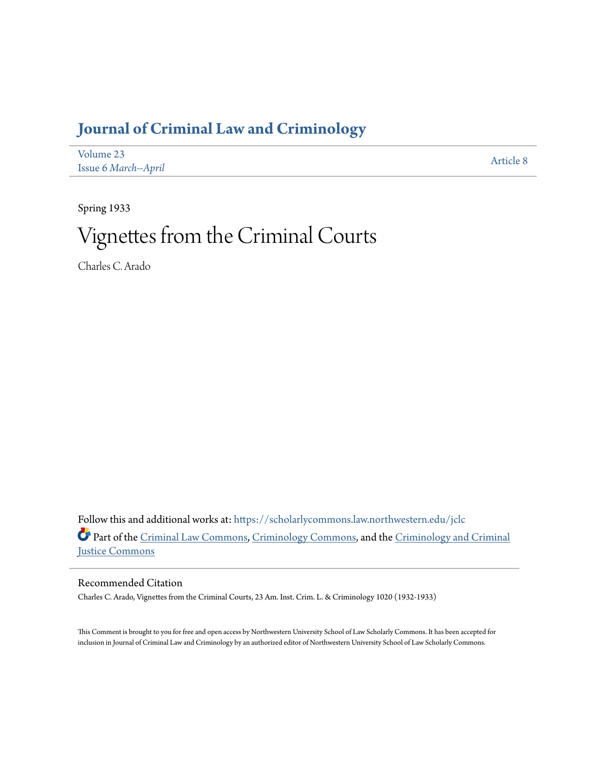# Journal of Criminal Law and Criminology

Volume 23
Issue 6 *March--April*

Article 8

Spring 1933

# Vignettes from the Criminal Courts

Charles C. Arado

Follow this and additional works at: https://scholarlycommons.law.northwestern.edu/jclc

Part of the Criminal Law Commons, Criminology Commons, and the Criminology and Criminal Justice Commons

## Recommended Citation

Charles C. Arado, Vignettes from the Criminal Courts, 23 Am. Inst. Crim. L. & Criminology 1020 (1932-1933)

This Comment is brought to you for free and open access by Northwestern University School of Law Scholarly Commons. It has been accepted for inclusion in Journal of Criminal Law and Criminology by an authorized editor of Northwestern University School of Law Scholarly Commons.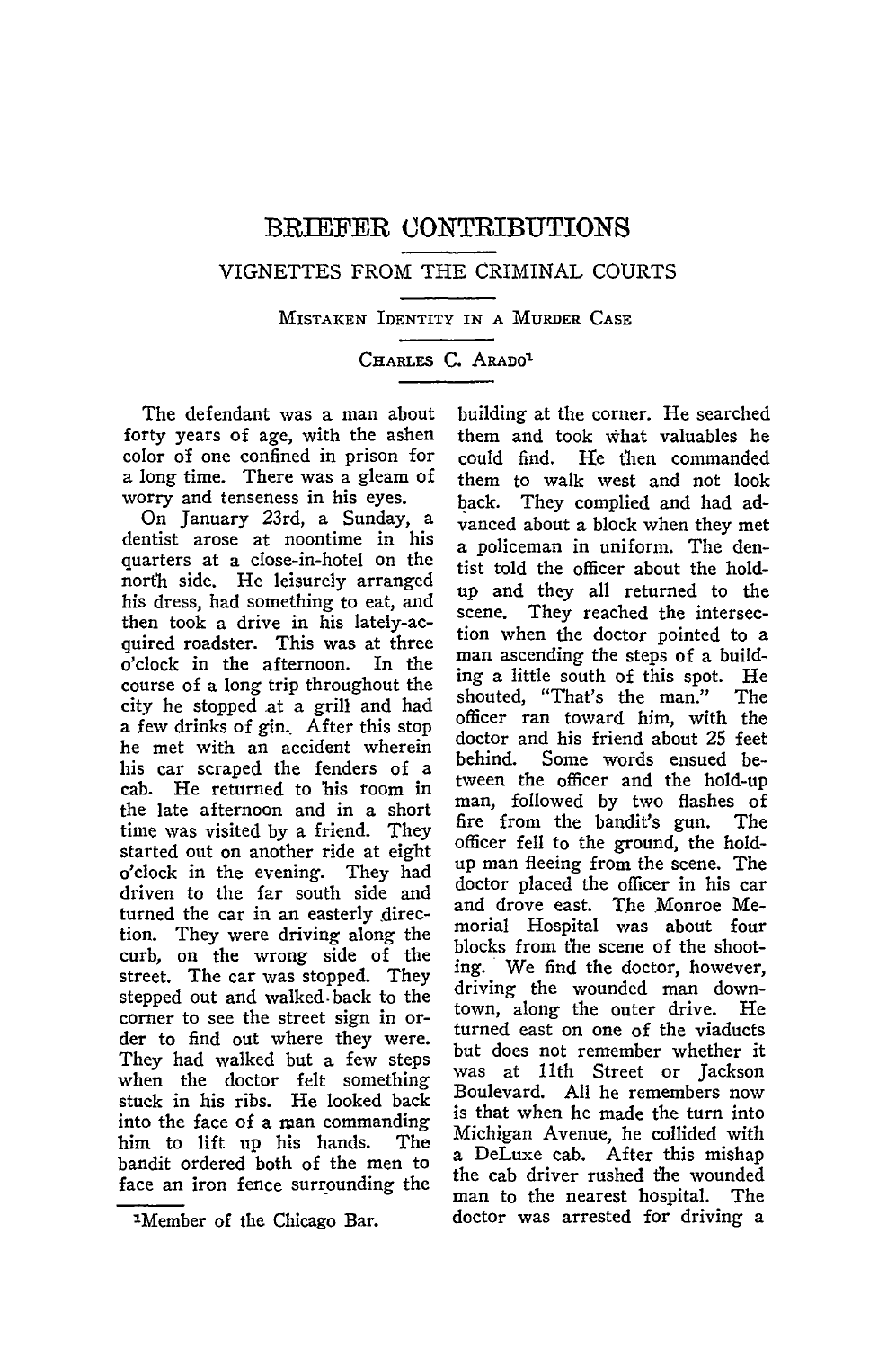# BRIEFER CONTRIBUTIONS

## VIGNETTES FROM THE CRIMINAL COURTS

### Mistaken Identity in a Murder Case

Charles C. Arado[1]

The defendant was a man about forty years of age, with the ashen color of one confined in prison for a long time. There was a gleam of worry and tenseness in his eyes.

On January 23rd, a Sunday, a dentist arose at noontime in his quarters at a close-in-hotel on the north side. He leisurely arranged his dress, had something to eat, and then took a drive in his lately-acquired roadster. This was at three o'clock in the afternoon. In the course of a long trip throughout the city he stopped at a grill and had a few drinks of gin. After this stop he met with an accident wherein his car scraped the fenders of a cab. He returned to his room in the late afternoon and in a short time was visited by a friend. They started out on another ride at eight o'clock in the evening. They had driven to the far south side and turned the car in an easterly direction. They were driving along the curb, on the wrong side of the street. The car was stopped. They stepped out and walked back to the corner to see the street sign in order to find out where they were. They had walked but a few steps when the doctor felt something stuck in his ribs. He looked back into the face of a man commanding him to lift up his hands. The bandit ordered both of the men to face an iron fence surrounding the building at the corner. He searched them and took what valuables he could find. He then commanded them to walk west and not look back. They complied and had advanced about a block when they met a policeman in uniform. The dentist told the officer about the hold-up and they all returned to the scene. They reached the intersection when the doctor pointed to a man ascending the steps of a building a little south of this spot. He shouted, "That's the man." The officer ran toward him, with the doctor and his friend about 25 feet behind. Some words ensued between the officer and the hold-up man, followed by two flashes of fire from the bandit's gun. The officer fell to the ground, the hold-up man fleeing from the scene. The doctor placed the officer in his car and drove east. The Monroe Memorial Hospital was about four blocks from the scene of the shooting. We find the doctor, however, driving the wounded man downtown, along the outer drive. He turned east on one of the viaducts but does not remember whether it was at 11th Street or Jackson Boulevard. All he remembers now is that when he made the turn into Michigan Avenue, he collided with a DeLuxe cab. After this mishap the cab driver rushed the wounded man to the nearest hospital. The doctor was arrested for driving a

[1] Member of the Chicago Bar.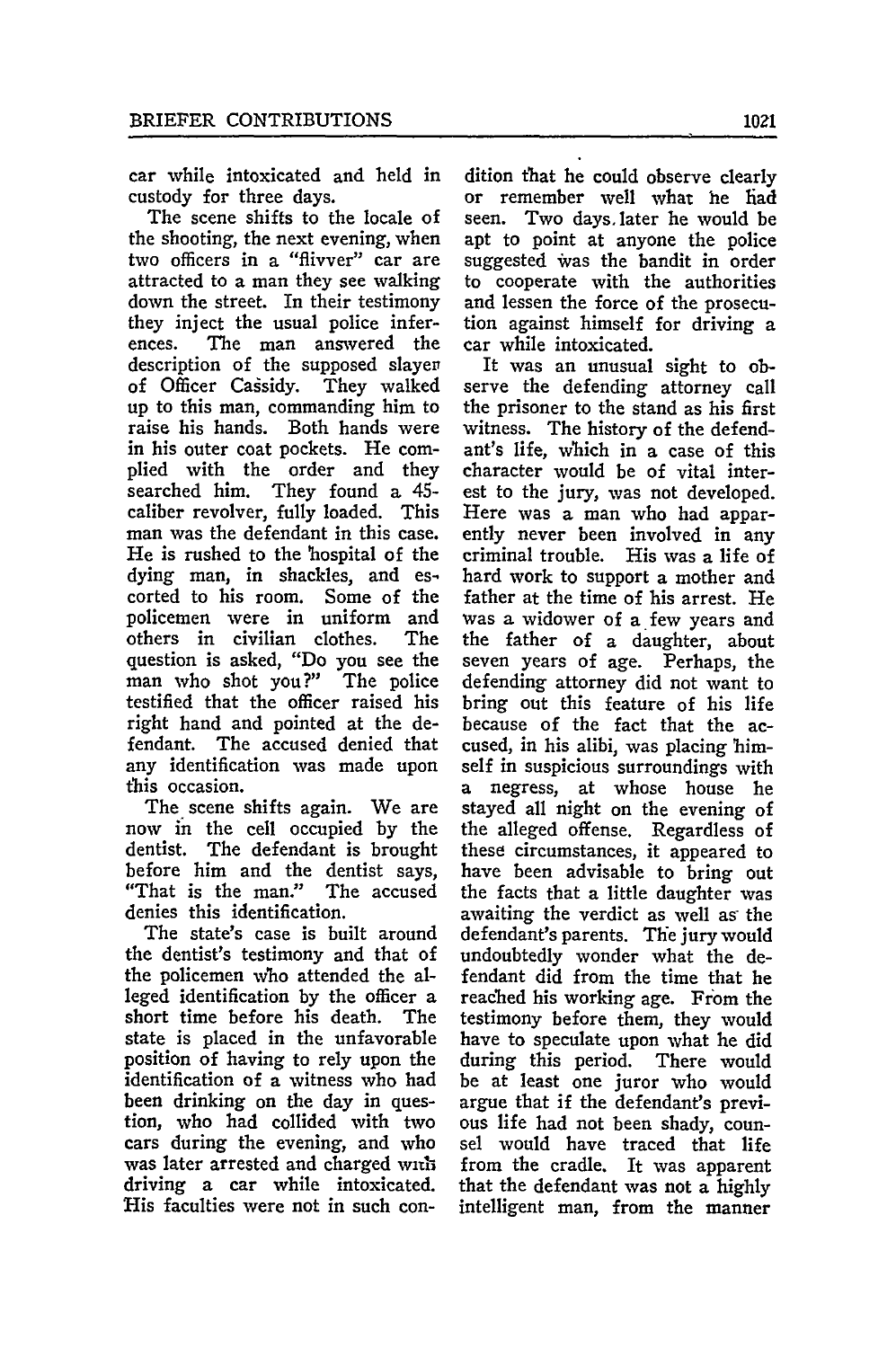car while intoxicated and held in custody for three days.

The scene shifts to the locale of the shooting, the next evening, when two officers in a "flivver" car are attracted to a man they see walking down the street. In their testimony they inject the usual police inferences. The man answered the description of the supposed slayer of Officer Cassidy. They walked up to this man, commanding him to raise his hands. Both hands were in his outer coat pockets. He complied with the order and they searched him. They found a 45-caliber revolver, fully loaded. This man was the defendant in this case. He is rushed to the hospital of the dying man, in shackles, and escorted to his room. Some of the policemen were in uniform and others in civilian clothes. The question is asked, "Do you see the man who shot you?" The police testified that the officer raised his right hand and pointed at the defendant. The accused denied that any identification was made upon this occasion.

The scene shifts again. We are now in the cell occupied by the dentist. The defendant is brought before him and the dentist says, "That is the man." The accused denies this identification.

The state's case is built around the dentist's testimony and that of the policemen who attended the alleged identification by the officer a short time before his death. The state is placed in the unfavorable position of having to rely upon the identification of a witness who had been drinking on the day in question, who had collided with two cars during the evening, and who was later arrested and charged with driving a car while intoxicated. His faculties were not in such condition that he could observe clearly or remember well what he had seen. Two days later he would be apt to point at anyone the police suggested was the bandit in order to cooperate with the authorities and lessen the force of the prosecution against himself for driving a car while intoxicated.

It was an unusual sight to observe the defending attorney call the prisoner to the stand as his first witness. The history of the defendant's life, which in a case of this character would be of vital interest to the jury, was not developed. Here was a man who had apparently never been involved in any criminal trouble. His was a life of hard work to support a mother and father at the time of his arrest. He was a widower of a few years and the father of a daughter, about seven years of age. Perhaps, the defending attorney did not want to bring out this feature of his life because of the fact that the accused, in his alibi, was placing himself in suspicious surroundings with a negress, at whose house he stayed all night on the evening of the alleged offense. Regardless of these circumstances, it appeared to have been advisable to bring out the facts that a little daughter was awaiting the verdict as well as the defendant's parents. The jury would undoubtedly wonder what the defendant did from the time that he reached his working age. From the testimony before them, they would have to speculate upon what he did during this period. There would be at least one juror who would argue that if the defendant's previous life had not been shady, counsel would have traced that life from the cradle. It was apparent that the defendant was not a highly intelligent man, from the manner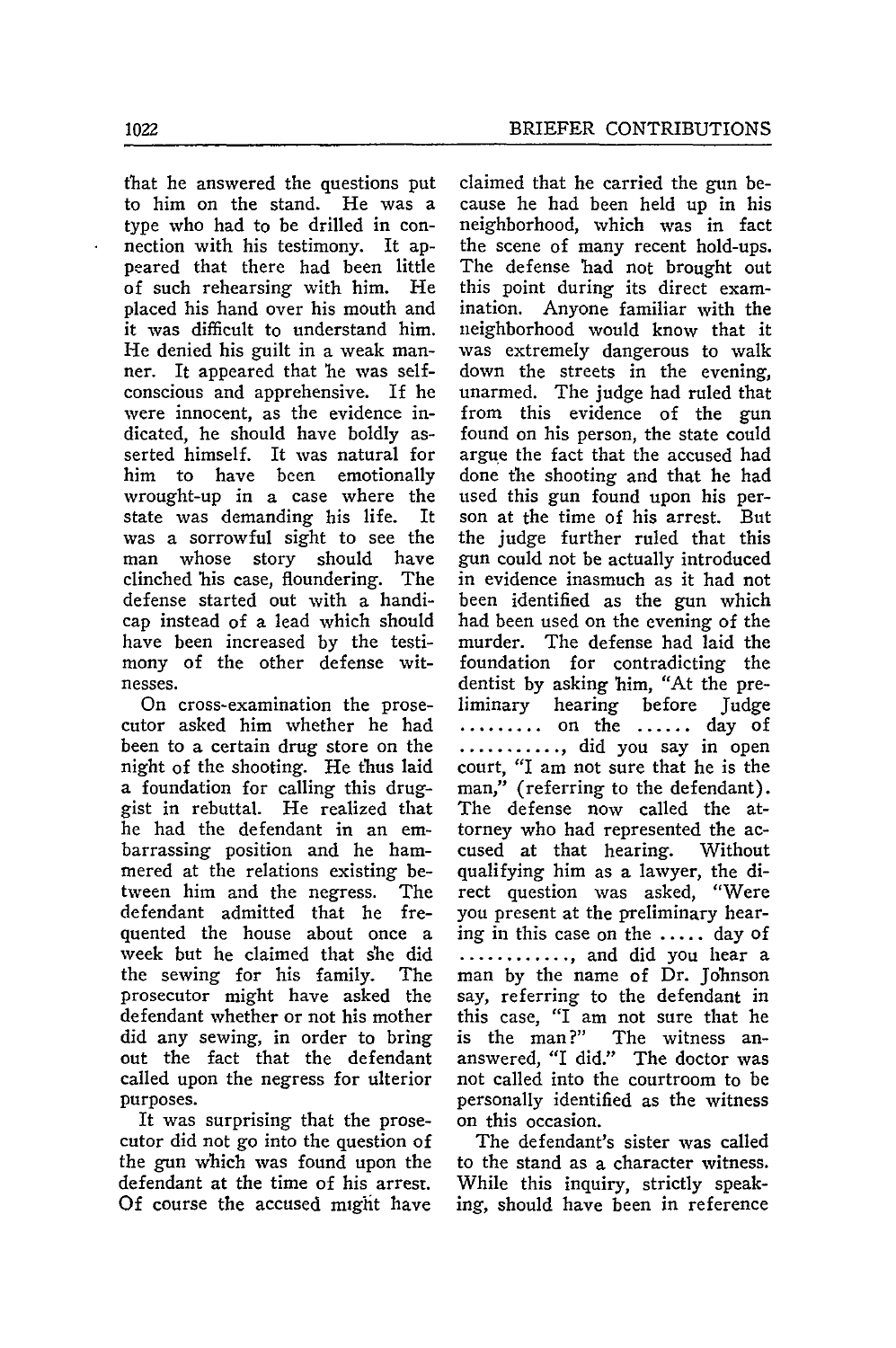that he answered the questions put to him on the stand. He was a type who had to be drilled in connection with his testimony. It appeared that there had been little of such rehearsing with him. He placed his hand over his mouth and it was difficult to understand him. He denied his guilt in a weak manner. It appeared that he was self-conscious and apprehensive. If he were innocent, as the evidence indicated, he should have boldly asserted himself. It was natural for him to have been emotionally wrought-up in a case where the state was demanding his life. It was a sorrowful sight to see the man whose story should have clinched his case, floundering. The defense started out with a handicap instead of a lead which should have been increased by the testimony of the other defense witnesses.

On cross-examination the prosecutor asked him whether he had been to a certain drug store on the night of the shooting. He thus laid a foundation for calling this druggist in rebuttal. He realized that he had the defendant in an embarrassing position and he hammered at the relations existing between him and the negress. The defendant admitted that he frequented the house about once a week but he claimed that she did the sewing for his family. The prosecutor might have asked the defendant whether or not his mother did any sewing, in order to bring out the fact that the defendant called upon the negress for ulterior purposes.

It was surprising that the prosecutor did not go into the question of the gun which was found upon the defendant at the time of his arrest. Of course the accused might have claimed that he carried the gun because he had been held up in his neighborhood, which was in fact the scene of many recent hold-ups. The defense had not brought out this point during its direct examination. Anyone familiar with the neighborhood would know that it was extremely dangerous to walk down the streets in the evening, unarmed. The judge had ruled that from this evidence of the gun found on his person, the state could argue the fact that the accused had done the shooting and that he had used this gun found upon his person at the time of his arrest. But the judge further ruled that this gun could not be actually introduced in evidence inasmuch as it had not been identified as the gun which had been used on the evening of the murder. The defense had laid the foundation for contradicting the dentist by asking him, "At the preliminary hearing before Judge ......... on the ...... day of .........., did you say in open court, "I am not sure that he is the man," (referring to the defendant). The defense now called the attorney who had represented the accused at that hearing. Without qualifying him as a lawyer, the direct question was asked, "Were you present at the preliminary hearing in this case on the ..... day of ............, and did you hear a man by the name of Dr. Johnson say, referring to the defendant in this case, "I am not sure that he is the man?" The witness answered, "I did." The doctor was not called into the courtroom to be personally identified as the witness on this occasion.

The defendant's sister was called to the stand as a character witness. While this inquiry, strictly speaking, should have been in reference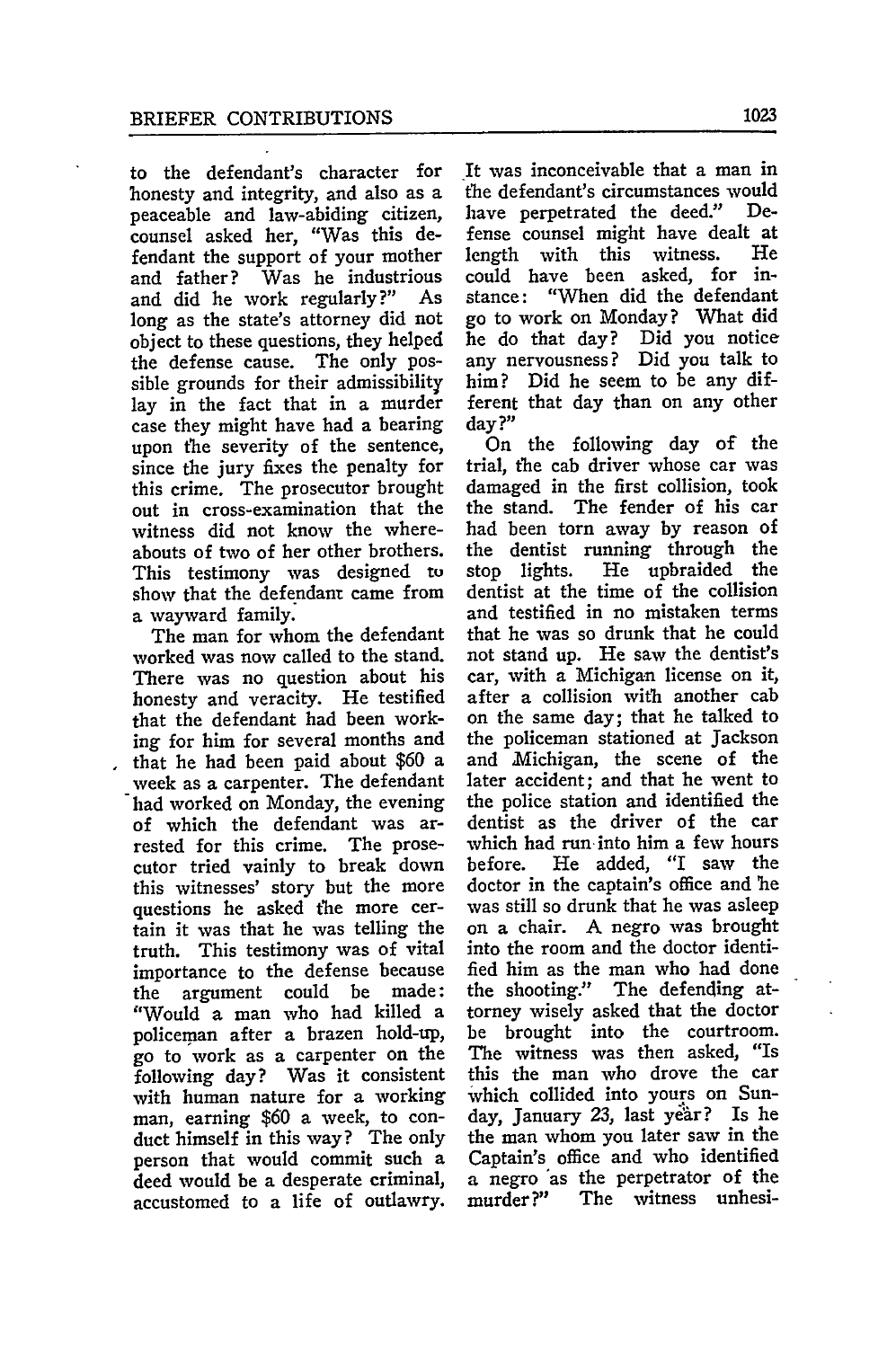to the defendant's character for honesty and integrity, and also as a peaceable and law-abiding citizen, counsel asked her, "Was this defendant the support of your mother and father? Was he industrious and did he work regularly?" As long as the state's attorney did not object to these questions, they helped the defense cause. The only possible grounds for their admissibility lay in the fact that in a murder case they might have had a bearing upon the severity of the sentence, since the jury fixes the penalty for this crime. The prosecutor brought out in cross-examination that the witness did not know the whereabouts of two of her other brothers. This testimony was designed to show that the defendant came from a wayward family.

The man for whom the defendant worked was now called to the stand. There was no question about his honesty and veracity. He testified that the defendant had been working for him for several months and that he had been paid about $60 a week as a carpenter. The defendant had worked on Monday, the evening of which the defendant was arrested for this crime. The prosecutor tried vainly to break down this witnesses' story but the more questions he asked the more certain it was that he was telling the truth. This testimony was of vital importance to the defense because the argument could be made: "Would a man who had killed a policeman after a brazen hold-up, go to work as a carpenter on the following day? Was it consistent with human nature for a working man, earning $60 a week, to conduct himself in this way? The only person that would commit such a deed would be a desperate criminal, accustomed to a life of outlawry. It was inconceivable that a man in the defendant's circumstances would have perpetrated the deed." Defense counsel might have dealt at length with this witness. He could have been asked, for instance: "When did the defendant go to work on Monday? What did he do that day? Did you notice any nervousness? Did you talk to him? Did he seem to be any different that day than on any other day?"

On the following day of the trial, the cab driver whose car was damaged in the first collision, took the stand. The fender of his car had been torn away by reason of the dentist running through the stop lights. He upbraided the dentist at the time of the collision and testified in no mistaken terms that he was so drunk that he could not stand up. He saw the dentist's car, with a Michigan license on it, after a collision with another cab on the same day; that he talked to the policeman stationed at Jackson and Michigan, the scene of the later accident; and that he went to the police station and identified the dentist as the driver of the car which had run into him a few hours before. He added, "I saw the doctor in the captain's office and he was still so drunk that he was asleep on a chair. A negro was brought into the room and the doctor identified him as the man who had done the shooting." The defending attorney wisely asked that the doctor be brought into the courtroom. The witness was then asked, "Is this the man who drove the car which collided into yours on Sunday, January 23, last year? Is he the man whom you later saw in the Captain's office and who identified a negro as the perpetrator of the murder?" The witness unhesi-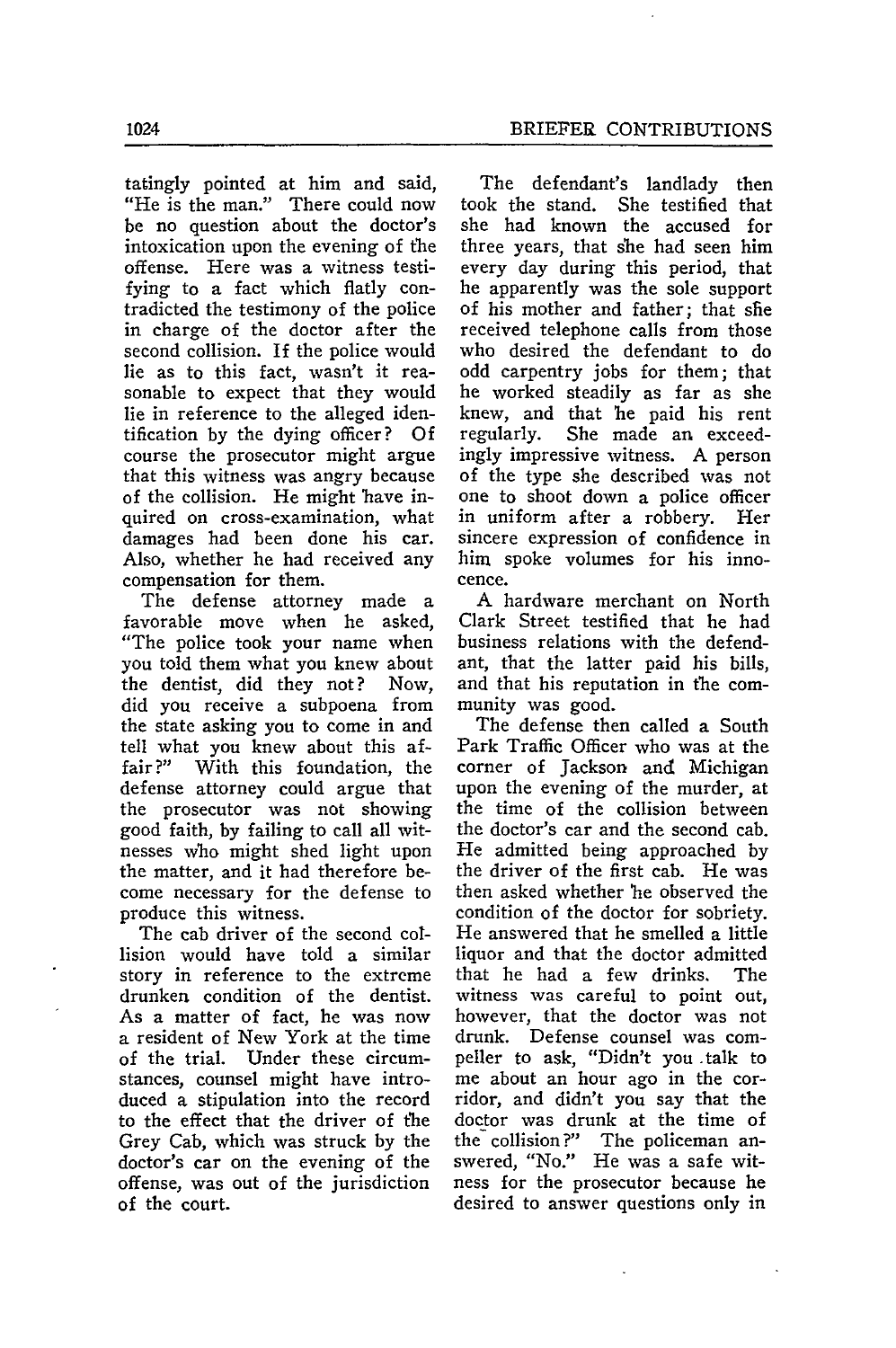tatingly pointed at him and said, "He is the man." There could now be no question about the doctor's intoxication upon the evening of the offense. Here was a witness testifying to a fact which flatly contradicted the testimony of the police in charge of the doctor after the second collision. If the police would lie as to this fact, wasn't it reasonable to expect that they would lie in reference to the alleged identification by the dying officer? Of course the prosecutor might argue that this witness was angry because of the collision. He might have inquired on cross-examination, what damages had been done his car. Also, whether he had received any compensation for them.

The defense attorney made a favorable move when he asked, "The police took your name when you told them what you knew about the dentist, did they not? Now, did you receive a subpoena from the state asking you to come in and tell what you knew about this affair?" With this foundation, the defense attorney could argue that the prosecutor was not showing good faith, by failing to call all witnesses who might shed light upon the matter, and it had therefore become necessary for the defense to produce this witness.

The cab driver of the second collision would have told a similar story in reference to the extreme drunken condition of the dentist. As a matter of fact, he was now a resident of New York at the time of the trial. Under these circumstances, counsel might have introduced a stipulation into the record to the effect that the driver of the Grey Cab, which was struck by the doctor's car on the evening of the offense, was out of the jurisdiction of the court.

The defendant's landlady then took the stand. She testified that she had known the accused for three years, that she had seen him every day during this period, that he apparently was the sole support of his mother and father; that she received telephone calls from those who desired the defendant to do odd carpentry jobs for them; that he worked steadily as far as she knew, and that he paid his rent regularly. She made an exceedingly impressive witness. A person of the type she described was not one to shoot down a police officer in uniform after a robbery. Her sincere expression of confidence in him spoke volumes for his innocence.

A hardware merchant on North Clark Street testified that he had business relations with the defendant, that the latter paid his bills, and that his reputation in the community was good.

The defense then called a South Park Traffic Officer who was at the corner of Jackson and Michigan upon the evening of the murder, at the time of the collision between the doctor's car and the second cab. He admitted being approached by the driver of the first cab. He was then asked whether he observed the condition of the doctor for sobriety. He answered that he smelled a little liquor and that the doctor admitted that he had a few drinks. The witness was careful to point out, however, that the doctor was not drunk. Defense counsel was compeller to ask, "Didn't you talk to me about an hour ago in the corridor, and didn't you say that the doctor was drunk at the time of the collision?" The policeman answered, "No." He was a safe witness for the prosecutor because he desired to answer questions only in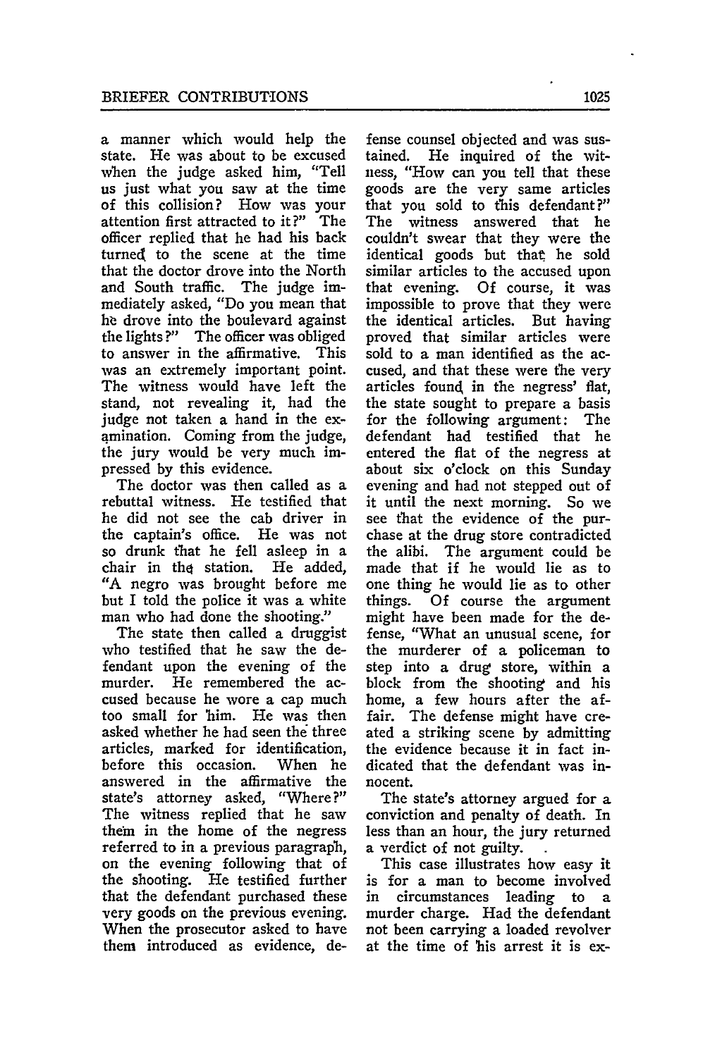a manner which would help the state. He was about to be excused when the judge asked him, "Tell us just what you saw at the time of this collision? How was your attention first attracted to it?" The officer replied that he had his back turned to the scene at the time that the doctor drove into the North and South traffic. The judge immediately asked, "Do you mean that he drove into the boulevard against the lights?" The officer was obliged to answer in the affirmative. This was an extremely important point. The witness would have left the stand, not revealing it, had the judge not taken a hand in the examination. Coming from the judge, the jury would be very much impressed by this evidence.

The doctor was then called as a rebuttal witness. He testified that he did not see the cab driver in the captain's office. He was not so drunk that he fell asleep in a chair in the station. He added, "A negro was brought before me but I told the police it was a white man who had done the shooting."

The state then called a druggist who testified that he saw the defendant upon the evening of the murder. He remembered the accused because he wore a cap much too small for him. He was then asked whether he had seen the three articles, marked for identification, before this occasion. When he answered in the affirmative the state's attorney asked, "Where?" The witness replied that he saw them in the home of the negress referred to in a previous paragraph, on the evening following that of the shooting. He testified further that the defendant purchased these very goods on the previous evening. When the prosecutor asked to have them introduced as evidence, defense counsel objected and was sustained. He inquired of the witness, "How can you tell that these goods are the very same articles that you sold to this defendant?" The witness answered that he couldn't swear that they were the identical goods but that he sold similar articles to the accused upon that evening. Of course, it was impossible to prove that they were the identical articles. But having proved that similar articles were sold to a man identified as the accused, and that these were the very articles found in the negress' flat, the state sought to prepare a basis for the following argument: The defendant had testified that he entered the flat of the negress at about six o'clock on this Sunday evening and had not stepped out of it until the next morning. So we see that the evidence of the purchase at the drug store contradicted the alibi. The argument could be made that if he would lie as to one thing he would lie as to other things. Of course the argument might have been made for the defense, "What an unusual scene, for the murderer of a policeman to step into a drug store, within a block from the shooting and his home, a few hours after the affair. The defense might have created a striking scene by admitting the evidence because it in fact indicated that the defendant was innocent.

The state's attorney argued for a conviction and penalty of death. In less than an hour, the jury returned a verdict of not guilty.

This case illustrates how easy it is for a man to become involved in circumstances leading to a murder charge. Had the defendant not been carrying a loaded revolver at the time of his arrest it is ex-